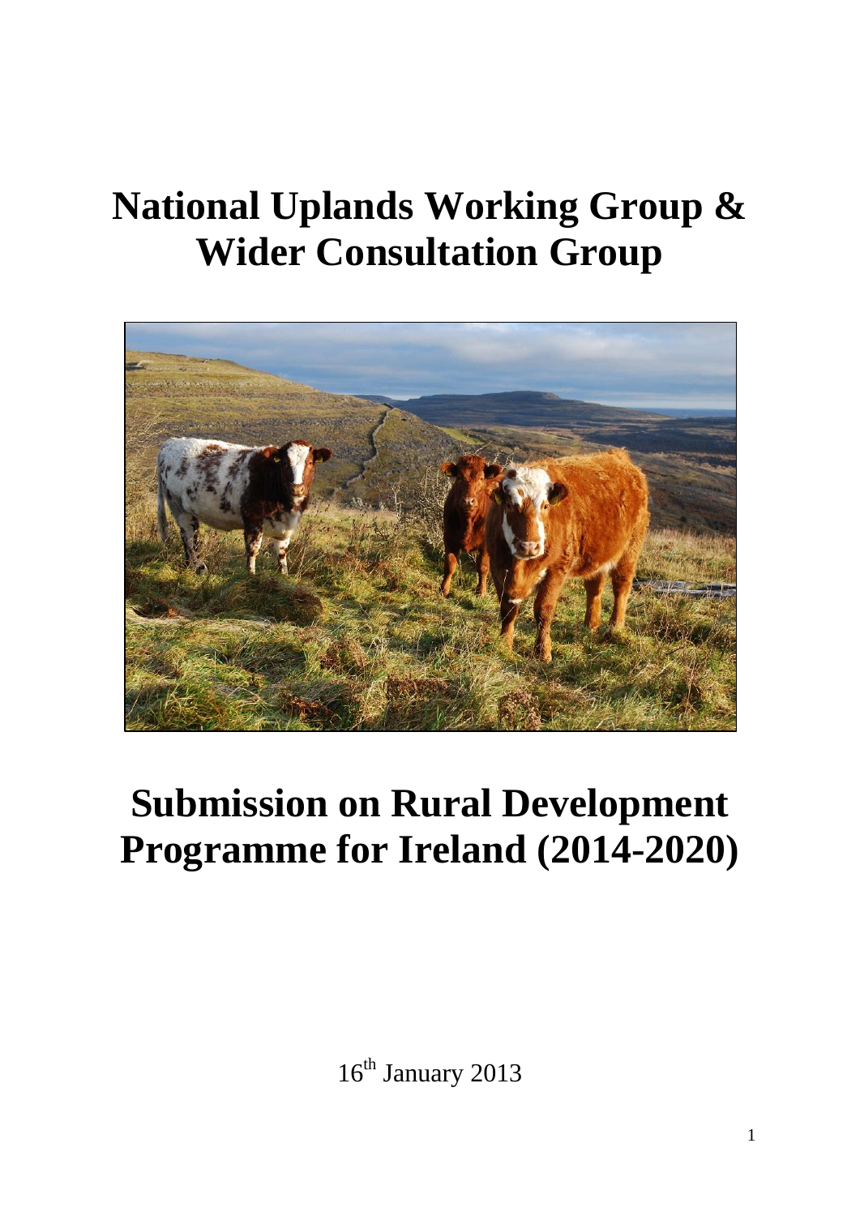# National Uplands Working Group & Wider Consultation Group

# Submission on Rural Development Programme for Ireland (2014-2020)

16th January 2013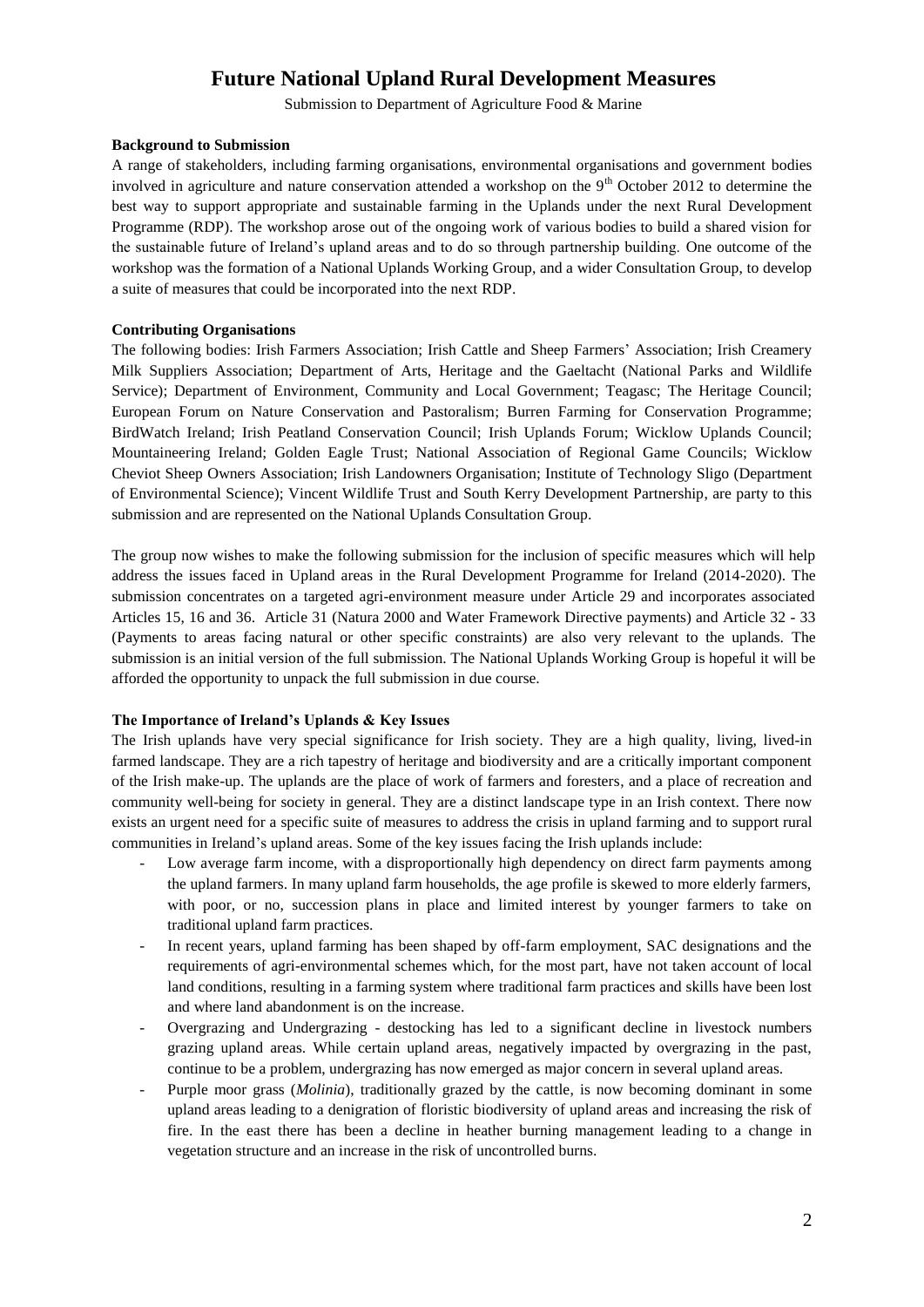# Future National Upland Rural Development Measures

Submission to Department of Agriculture Food & Marine

**Background to Submission**

A range of stakeholders, including farming organisations, environmental organisations and government bodies involved in agriculture and nature conservation attended a workshop on the 9th October 2012 to determine the best way to support appropriate and sustainable farming in the Uplands under the next Rural Development Programme (RDP). The workshop arose out of the ongoing work of various bodies to build a shared vision for the sustainable future of Ireland's upland areas and to do so through partnership building. One outcome of the workshop was the formation of a National Uplands Working Group, and a wider Consultation Group, to develop a suite of measures that could be incorporated into the next RDP.

**Contributing Organisations**

The following bodies: Irish Farmers Association; Irish Cattle and Sheep Farmers' Association; Irish Creamery Milk Suppliers Association; Department of Arts, Heritage and the Gaeltacht (National Parks and Wildlife Service); Department of Environment, Community and Local Government; Teagasc; The Heritage Council; European Forum on Nature Conservation and Pastoralism; Burren Farming for Conservation Programme; BirdWatch Ireland; Irish Peatland Conservation Council; Irish Uplands Forum; Wicklow Uplands Council; Mountaineering Ireland; Golden Eagle Trust; National Association of Regional Game Councils; Wicklow Cheviot Sheep Owners Association; Irish Landowners Organisation; Institute of Technology Sligo (Department of Environmental Science); Vincent Wildlife Trust and South Kerry Development Partnership, are party to this submission and are represented on the National Uplands Consultation Group.

The group now wishes to make the following submission for the inclusion of specific measures which will help address the issues faced in Upland areas in the Rural Development Programme for Ireland (2014-2020). The submission concentrates on a targeted agri-environment measure under Article 29 and incorporates associated Articles 15, 16 and 36. Article 31 (Natura 2000 and Water Framework Directive payments) and Article 32 - 33 (Payments to areas facing natural or other specific constraints) are also very relevant to the uplands. The submission is an initial version of the full submission. The National Uplands Working Group is hopeful it will be afforded the opportunity to unpack the full submission in due course.

**The Importance of Ireland's Uplands & Key Issues**

The Irish uplands have very special significance for Irish society. They are a high quality, living, lived-in farmed landscape. They are a rich tapestry of heritage and biodiversity and are a critically important component of the Irish make-up. The uplands are the place of work of farmers and foresters, and a place of recreation and community well-being for society in general. They are a distinct landscape type in an Irish context. There now exists an urgent need for a specific suite of measures to address the crisis in upland farming and to support rural communities in Ireland's upland areas. Some of the key issues facing the Irish uplands include:

- Low average farm income, with a disproportionally high dependency on direct farm payments among the upland farmers. In many upland farm households, the age profile is skewed to more elderly farmers, with poor, or no, succession plans in place and limited interest by younger farmers to take on traditional upland farm practices.
- In recent years, upland farming has been shaped by off-farm employment, SAC designations and the requirements of agri-environmental schemes which, for the most part, have not taken account of local land conditions, resulting in a farming system where traditional farm practices and skills have been lost and where land abandonment is on the increase.
- Overgrazing and Undergrazing - destocking has led to a significant decline in livestock numbers grazing upland areas. While certain upland areas, negatively impacted by overgrazing in the past, continue to be a problem, undergrazing has now emerged as major concern in several upland areas.
- Purple moor grass (*Molinia*), traditionally grazed by the cattle, is now becoming dominant in some upland areas leading to a denigration of floristic biodiversity of upland areas and increasing the risk of fire. In the east there has been a decline in heather burning management leading to a change in vegetation structure and an increase in the risk of uncontrolled burns.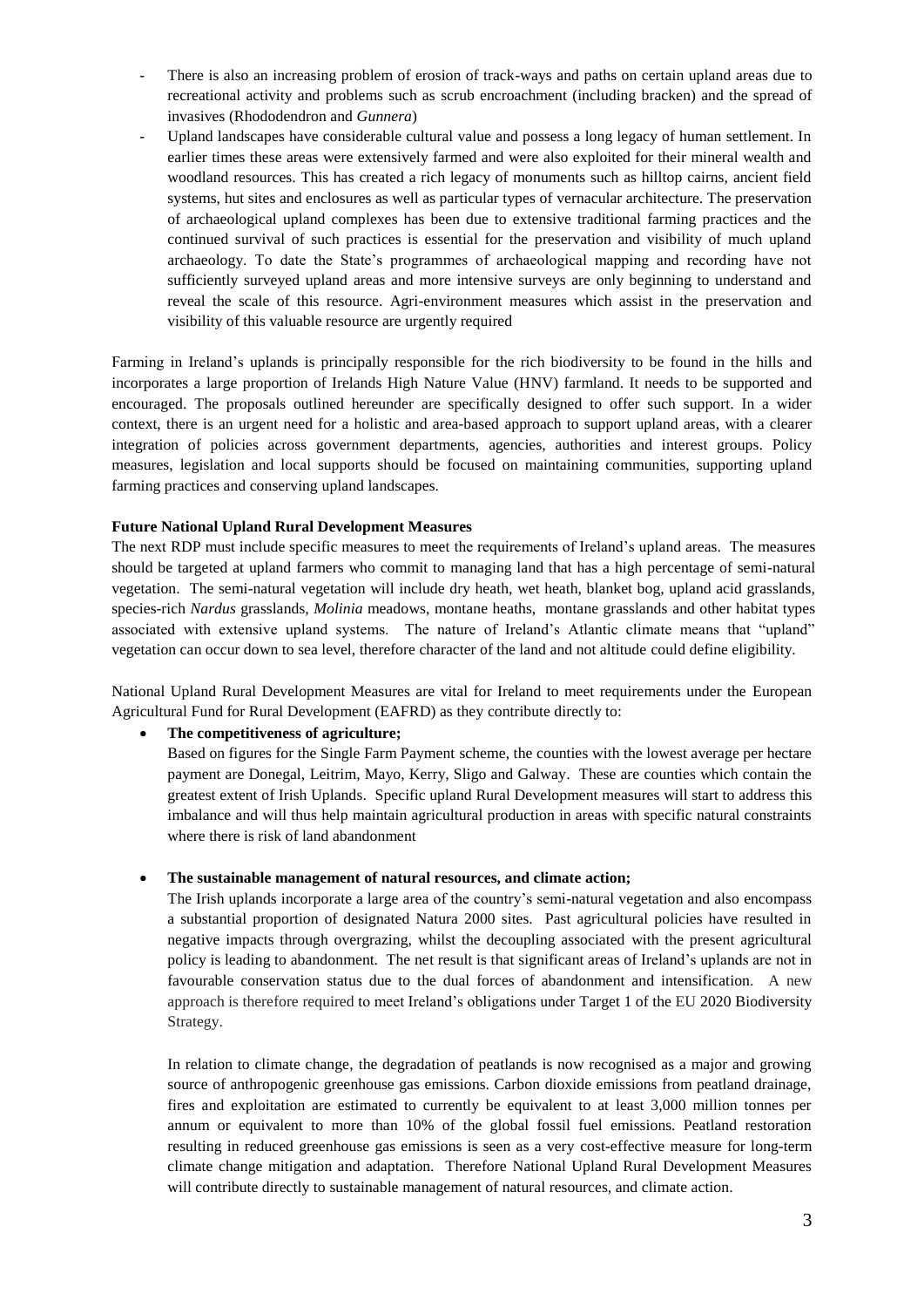- There is also an increasing problem of erosion of track-ways and paths on certain upland areas due to recreational activity and problems such as scrub encroachment (including bracken) and the spread of invasives (Rhododendron and *Gunnera*)
- Upland landscapes have considerable cultural value and possess a long legacy of human settlement. In earlier times these areas were extensively farmed and were also exploited for their mineral wealth and woodland resources. This has created a rich legacy of monuments such as hilltop cairns, ancient field systems, hut sites and enclosures as well as particular types of vernacular architecture. The preservation of archaeological upland complexes has been due to extensive traditional farming practices and the continued survival of such practices is essential for the preservation and visibility of much upland archaeology. To date the State's programmes of archaeological mapping and recording have not sufficiently surveyed upland areas and more intensive surveys are only beginning to understand and reveal the scale of this resource. Agri-environment measures which assist in the preservation and visibility of this valuable resource are urgently required

Farming in Ireland's uplands is principally responsible for the rich biodiversity to be found in the hills and incorporates a large proportion of Irelands High Nature Value (HNV) farmland. It needs to be supported and encouraged. The proposals outlined hereunder are specifically designed to offer such support. In a wider context, there is an urgent need for a holistic and area-based approach to support upland areas, with a clearer integration of policies across government departments, agencies, authorities and interest groups. Policy measures, legislation and local supports should be focused on maintaining communities, supporting upland farming practices and conserving upland landscapes.

**Future National Upland Rural Development Measures**

The next RDP must include specific measures to meet the requirements of Ireland's upland areas. The measures should be targeted at upland farmers who commit to managing land that has a high percentage of semi-natural vegetation. The semi-natural vegetation will include dry heath, wet heath, blanket bog, upland acid grasslands, species-rich *Nardus* grasslands, *Molinia* meadows, montane heaths, montane grasslands and other habitat types associated with extensive upland systems. The nature of Ireland's Atlantic climate means that "upland" vegetation can occur down to sea level, therefore character of the land and not altitude could define eligibility.

National Upland Rural Development Measures are vital for Ireland to meet requirements under the European Agricultural Fund for Rural Development (EAFRD) as they contribute directly to:

- **The competitiveness of agriculture;**

  Based on figures for the Single Farm Payment scheme, the counties with the lowest average per hectare payment are Donegal, Leitrim, Mayo, Kerry, Sligo and Galway. These are counties which contain the greatest extent of Irish Uplands. Specific upland Rural Development measures will start to address this imbalance and will thus help maintain agricultural production in areas with specific natural constraints where there is risk of land abandonment

- **The sustainable management of natural resources, and climate action;**

  The Irish uplands incorporate a large area of the country's semi-natural vegetation and also encompass a substantial proportion of designated Natura 2000 sites. Past agricultural policies have resulted in negative impacts through overgrazing, whilst the decoupling associated with the present agricultural policy is leading to abandonment. The net result is that significant areas of Ireland's uplands are not in favourable conservation status due to the dual forces of abandonment and intensification. A new approach is therefore required to meet Ireland's obligations under Target 1 of the EU 2020 Biodiversity Strategy.

  In relation to climate change, the degradation of peatlands is now recognised as a major and growing source of anthropogenic greenhouse gas emissions. Carbon dioxide emissions from peatland drainage, fires and exploitation are estimated to currently be equivalent to at least 3,000 million tonnes per annum or equivalent to more than 10% of the global fossil fuel emissions. Peatland restoration resulting in reduced greenhouse gas emissions is seen as a very cost-effective measure for long-term climate change mitigation and adaptation. Therefore National Upland Rural Development Measures will contribute directly to sustainable management of natural resources, and climate action.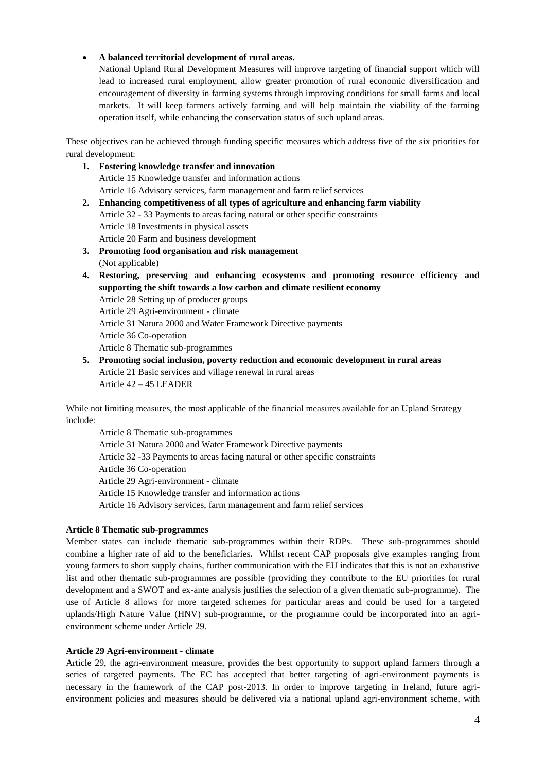- **A balanced territorial development of rural areas.**
  National Upland Rural Development Measures will improve targeting of financial support which will lead to increased rural employment, allow greater promotion of rural economic diversification and encouragement of diversity in farming systems through improving conditions for small farms and local markets. It will keep farmers actively farming and will help maintain the viability of the farming operation itself, while enhancing the conservation status of such upland areas.

These objectives can be achieved through funding specific measures which address five of the six priorities for rural development:

1. **Fostering knowledge transfer and innovation**
   Article 15 Knowledge transfer and information actions
   Article 16 Advisory services, farm management and farm relief services
2. **Enhancing competitiveness of all types of agriculture and enhancing farm viability**
   Article 32 - 33 Payments to areas facing natural or other specific constraints
   Article 18 Investments in physical assets
   Article 20 Farm and business development
3. **Promoting food organisation and risk management**
   (Not applicable)
4. **Restoring, preserving and enhancing ecosystems and promoting resource efficiency and supporting the shift towards a low carbon and climate resilient economy**
   Article 28 Setting up of producer groups
   Article 29 Agri-environment - climate
   Article 31 Natura 2000 and Water Framework Directive payments
   Article 36 Co-operation
   Article 8 Thematic sub-programmes
5. **Promoting social inclusion, poverty reduction and economic development in rural areas**
   Article 21 Basic services and village renewal in rural areas
   Article 42 – 45 LEADER

While not limiting measures, the most applicable of the financial measures available for an Upland Strategy include:

Article 8 Thematic sub-programmes
Article 31 Natura 2000 and Water Framework Directive payments
Article 32 -33 Payments to areas facing natural or other specific constraints
Article 36 Co-operation
Article 29 Agri-environment - climate
Article 15 Knowledge transfer and information actions
Article 16 Advisory services, farm management and farm relief services

**Article 8 Thematic sub-programmes**

Member states can include thematic sub-programmes within their RDPs. These sub-programmes should combine a higher rate of aid to the beneficiaries**.** Whilst recent CAP proposals give examples ranging from young farmers to short supply chains, further communication with the EU indicates that this is not an exhaustive list and other thematic sub-programmes are possible (providing they contribute to the EU priorities for rural development and a SWOT and ex-ante analysis justifies the selection of a given thematic sub-programme). The use of Article 8 allows for more targeted schemes for particular areas and could be used for a targeted uplands/High Nature Value (HNV) sub-programme, or the programme could be incorporated into an agri-environment scheme under Article 29.

**Article 29 Agri-environment - climate**

Article 29, the agri-environment measure, provides the best opportunity to support upland farmers through a series of targeted payments. The EC has accepted that better targeting of agri-environment payments is necessary in the framework of the CAP post-2013. In order to improve targeting in Ireland, future agri-environment policies and measures should be delivered via a national upland agri-environment scheme, with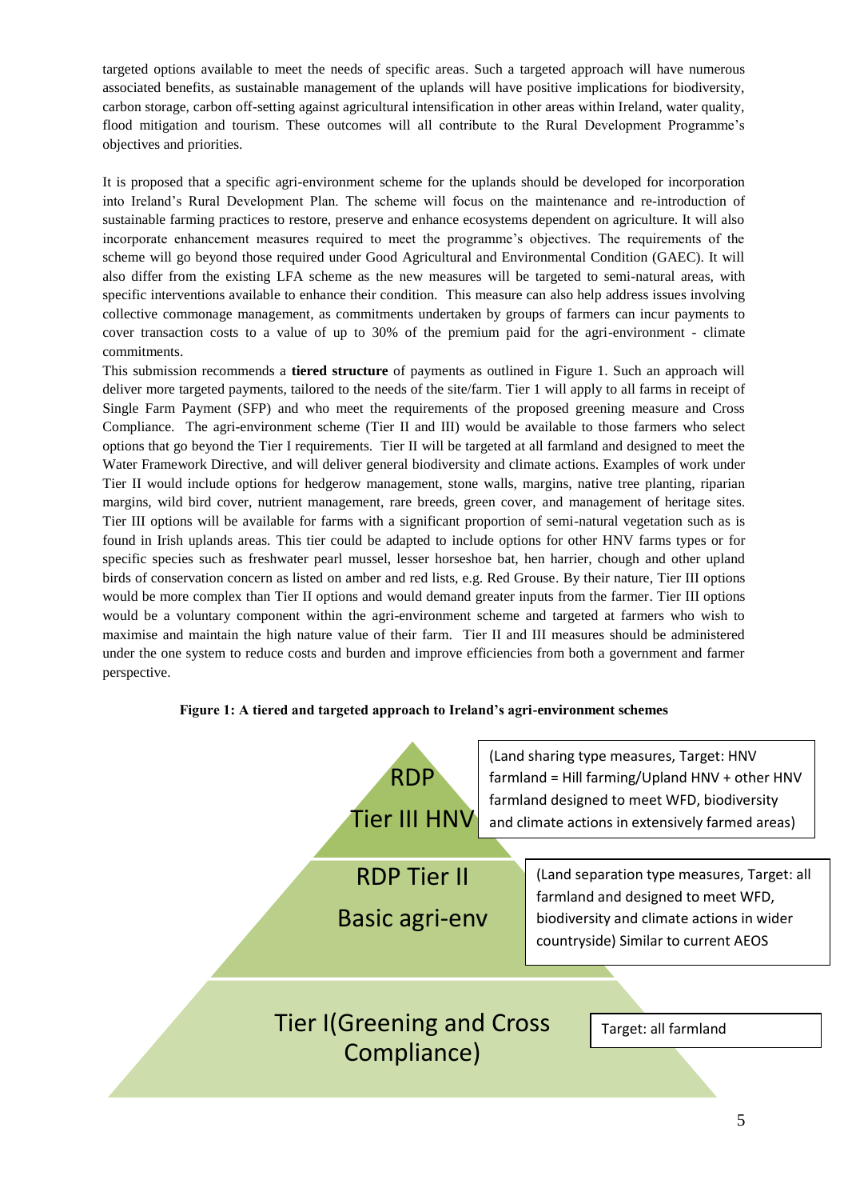targeted options available to meet the needs of specific areas. Such a targeted approach will have numerous associated benefits, as sustainable management of the uplands will have positive implications for biodiversity, carbon storage, carbon off-setting against agricultural intensification in other areas within Ireland, water quality, flood mitigation and tourism. These outcomes will all contribute to the Rural Development Programme's objectives and priorities.

It is proposed that a specific agri-environment scheme for the uplands should be developed for incorporation into Ireland's Rural Development Plan. The scheme will focus on the maintenance and re-introduction of sustainable farming practices to restore, preserve and enhance ecosystems dependent on agriculture. It will also incorporate enhancement measures required to meet the programme's objectives. The requirements of the scheme will go beyond those required under Good Agricultural and Environmental Condition (GAEC). It will also differ from the existing LFA scheme as the new measures will be targeted to semi-natural areas, with specific interventions available to enhance their condition. This measure can also help address issues involving collective commonage management, as commitments undertaken by groups of farmers can incur payments to cover transaction costs to a value of up to 30% of the premium paid for the agri-environment - climate commitments.

This submission recommends a **tiered structure** of payments as outlined in Figure 1. Such an approach will deliver more targeted payments, tailored to the needs of the site/farm. Tier 1 will apply to all farms in receipt of Single Farm Payment (SFP) and who meet the requirements of the proposed greening measure and Cross Compliance. The agri-environment scheme (Tier II and III) would be available to those farmers who select options that go beyond the Tier I requirements. Tier II will be targeted at all farmland and designed to meet the Water Framework Directive, and will deliver general biodiversity and climate actions. Examples of work under Tier II would include options for hedgerow management, stone walls, margins, native tree planting, riparian margins, wild bird cover, nutrient management, rare breeds, green cover, and management of heritage sites. Tier III options will be available for farms with a significant proportion of semi-natural vegetation such as is found in Irish uplands areas. This tier could be adapted to include options for other HNV farms types or for specific species such as freshwater pearl mussel, lesser horseshoe bat, hen harrier, chough and other upland birds of conservation concern as listed on amber and red lists, e.g. Red Grouse. By their nature, Tier III options would be more complex than Tier II options and would demand greater inputs from the farmer. Tier III options would be a voluntary component within the agri-environment scheme and targeted at farmers who wish to maximise and maintain the high nature value of their farm. Tier II and III measures should be administered under the one system to reduce costs and burden and improve efficiencies from both a government and farmer perspective.

**Figure 1: A tiered and targeted approach to Ireland's agri-environment schemes**

RDP Tier III HNV — (Land sharing type measures, Target: HNV farmland = Hill farming/Upland HNV + other HNV farmland designed to meet WFD, biodiversity and climate actions in extensively farmed areas)

RDP Tier II Basic agri-env — (Land separation type measures, Target: all farmland and designed to meet WFD, biodiversity and climate actions in wider countryside) Similar to current AEOS

Tier I(Greening and Cross Compliance) — Target: all farmland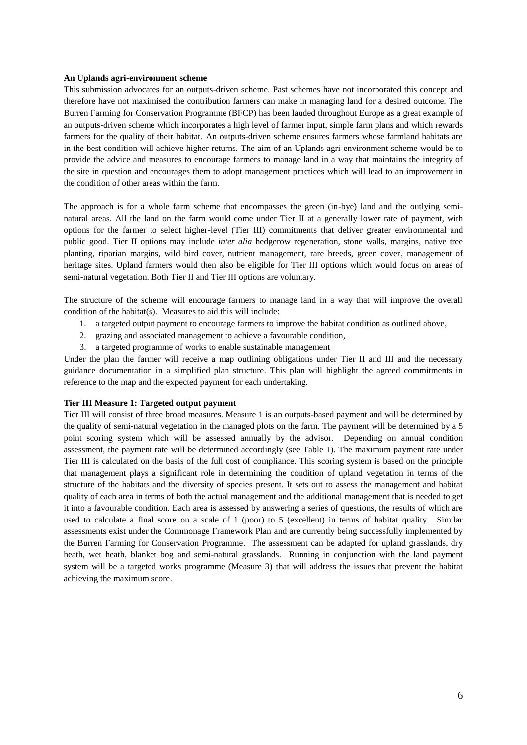**An Uplands agri-environment scheme**

This submission advocates for an outputs-driven scheme. Past schemes have not incorporated this concept and therefore have not maximised the contribution farmers can make in managing land for a desired outcome. The Burren Farming for Conservation Programme (BFCP) has been lauded throughout Europe as a great example of an outputs-driven scheme which incorporates a high level of farmer input, simple farm plans and which rewards farmers for the quality of their habitat. An outputs-driven scheme ensures farmers whose farmland habitats are in the best condition will achieve higher returns. The aim of an Uplands agri-environment scheme would be to provide the advice and measures to encourage farmers to manage land in a way that maintains the integrity of the site in question and encourages them to adopt management practices which will lead to an improvement in the condition of other areas within the farm.

The approach is for a whole farm scheme that encompasses the green (in-bye) land and the outlying semi-natural areas. All the land on the farm would come under Tier II at a generally lower rate of payment, with options for the farmer to select higher-level (Tier III) commitments that deliver greater environmental and public good. Tier II options may include *inter alia* hedgerow regeneration, stone walls, margins, native tree planting, riparian margins, wild bird cover, nutrient management, rare breeds, green cover, management of heritage sites. Upland farmers would then also be eligible for Tier III options which would focus on areas of semi-natural vegetation. Both Tier II and Tier III options are voluntary.

The structure of the scheme will encourage farmers to manage land in a way that will improve the overall condition of the habitat(s). Measures to aid this will include:

1. a targeted output payment to encourage farmers to improve the habitat condition as outlined above,
2. grazing and associated management to achieve a favourable condition,
3. a targeted programme of works to enable sustainable management

Under the plan the farmer will receive a map outlining obligations under Tier II and III and the necessary guidance documentation in a simplified plan structure. This plan will highlight the agreed commitments in reference to the map and the expected payment for each undertaking.

**Tier III Measure 1: Targeted output payment**

Tier III will consist of three broad measures. Measure 1 is an outputs-based payment and will be determined by the quality of semi-natural vegetation in the managed plots on the farm. The payment will be determined by a 5 point scoring system which will be assessed annually by the advisor. Depending on annual condition assessment, the payment rate will be determined accordingly (see Table 1). The maximum payment rate under Tier III is calculated on the basis of the full cost of compliance. This scoring system is based on the principle that management plays a significant role in determining the condition of upland vegetation in terms of the structure of the habitats and the diversity of species present. It sets out to assess the management and habitat quality of each area in terms of both the actual management and the additional management that is needed to get it into a favourable condition. Each area is assessed by answering a series of questions, the results of which are used to calculate a final score on a scale of 1 (poor) to 5 (excellent) in terms of habitat quality. Similar assessments exist under the Commonage Framework Plan and are currently being successfully implemented by the Burren Farming for Conservation Programme. The assessment can be adapted for upland grasslands, dry heath, wet heath, blanket bog and semi-natural grasslands. Running in conjunction with the land payment system will be a targeted works programme (Measure 3) that will address the issues that prevent the habitat achieving the maximum score.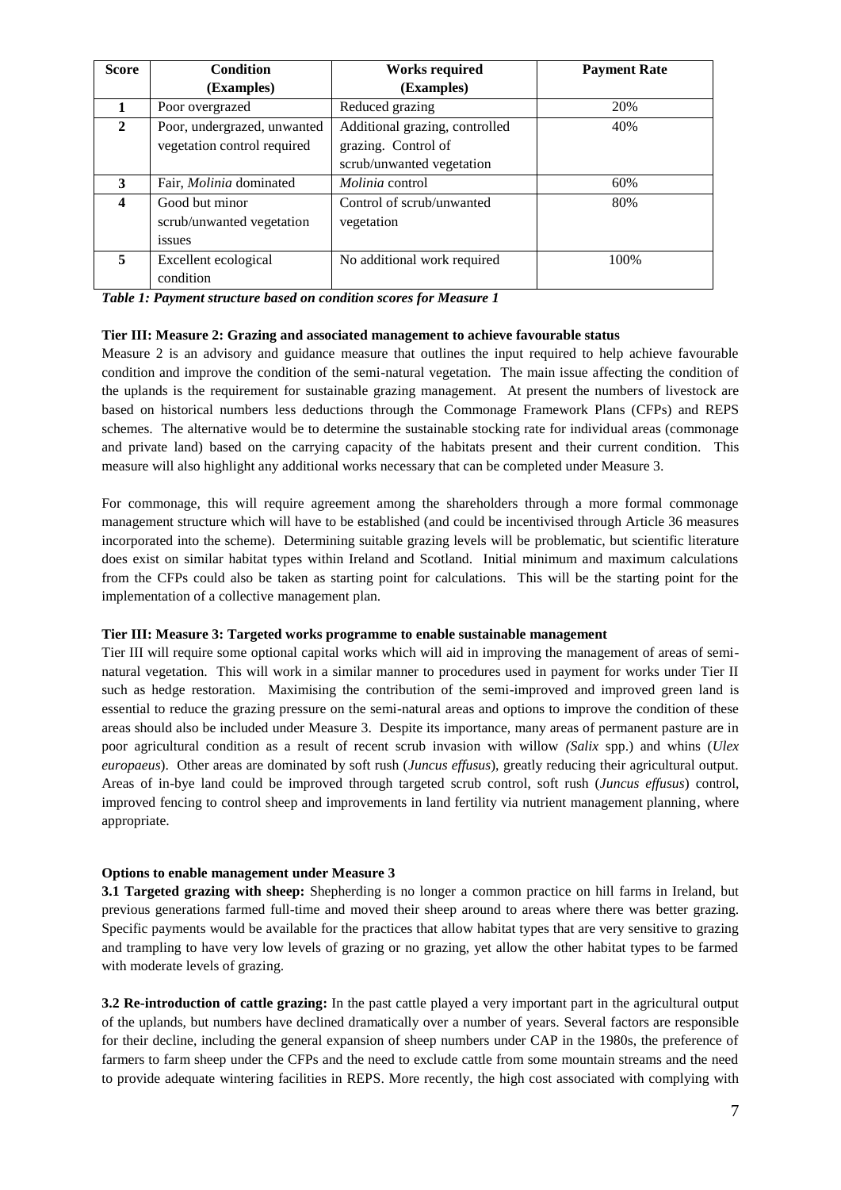| Score | Condition (Examples) | Works required (Examples) | Payment Rate |
|---|---|---|---|
| **1** | Poor overgrazed | Reduced grazing | 20% |
| **2** | Poor, undergrazed, unwanted vegetation control required | Additional grazing, controlled grazing. Control of scrub/unwanted vegetation | 40% |
| **3** | Fair, *Molinia* dominated | *Molinia* control | 60% |
| **4** | Good but minor scrub/unwanted vegetation issues | Control of scrub/unwanted vegetation | 80% |
| **5** | Excellent ecological condition | No additional work required | 100% |

***Table 1: Payment structure based on condition scores for Measure 1***

**Tier III: Measure 2: Grazing and associated management to achieve favourable status**

Measure 2 is an advisory and guidance measure that outlines the input required to help achieve favourable condition and improve the condition of the semi-natural vegetation. The main issue affecting the condition of the uplands is the requirement for sustainable grazing management. At present the numbers of livestock are based on historical numbers less deductions through the Commonage Framework Plans (CFPs) and REPS schemes. The alternative would be to determine the sustainable stocking rate for individual areas (commonage and private land) based on the carrying capacity of the habitats present and their current condition. This measure will also highlight any additional works necessary that can be completed under Measure 3.

For commonage, this will require agreement among the shareholders through a more formal commonage management structure which will have to be established (and could be incentivised through Article 36 measures incorporated into the scheme). Determining suitable grazing levels will be problematic, but scientific literature does exist on similar habitat types within Ireland and Scotland. Initial minimum and maximum calculations from the CFPs could also be taken as starting point for calculations. This will be the starting point for the implementation of a collective management plan.

**Tier III: Measure 3: Targeted works programme to enable sustainable management**

Tier III will require some optional capital works which will aid in improving the management of areas of semi-natural vegetation. This will work in a similar manner to procedures used in payment for works under Tier II such as hedge restoration. Maximising the contribution of the semi-improved and improved green land is essential to reduce the grazing pressure on the semi-natural areas and options to improve the condition of these areas should also be included under Measure 3. Despite its importance, many areas of permanent pasture are in poor agricultural condition as a result of recent scrub invasion with willow *(Salix* spp.) and whins (*Ulex europaeus*). Other areas are dominated by soft rush (*Juncus effusus*), greatly reducing their agricultural output. Areas of in-bye land could be improved through targeted scrub control, soft rush (*Juncus effusus*) control, improved fencing to control sheep and improvements in land fertility via nutrient management planning, where appropriate.

**Options to enable management under Measure 3**

**3.1 Targeted grazing with sheep:** Shepherding is no longer a common practice on hill farms in Ireland, but previous generations farmed full-time and moved their sheep around to areas where there was better grazing. Specific payments would be available for the practices that allow habitat types that are very sensitive to grazing and trampling to have very low levels of grazing or no grazing, yet allow the other habitat types to be farmed with moderate levels of grazing.

**3.2 Re-introduction of cattle grazing:** In the past cattle played a very important part in the agricultural output of the uplands, but numbers have declined dramatically over a number of years. Several factors are responsible for their decline, including the general expansion of sheep numbers under CAP in the 1980s, the preference of farmers to farm sheep under the CFPs and the need to exclude cattle from some mountain streams and the need to provide adequate wintering facilities in REPS. More recently, the high cost associated with complying with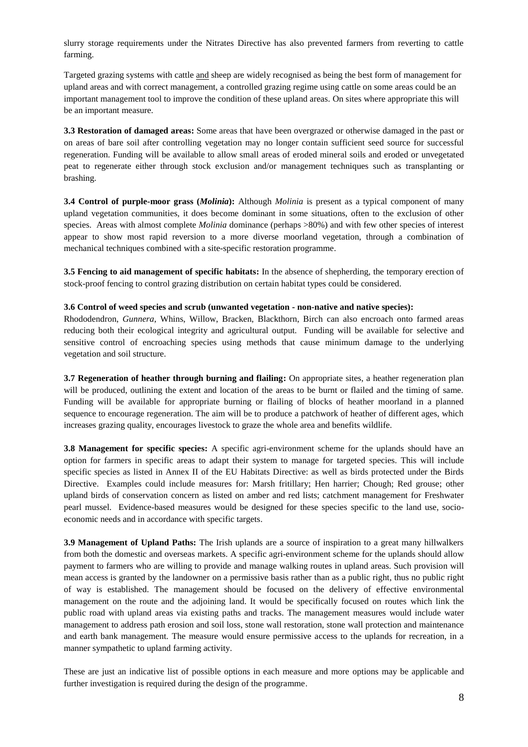slurry storage requirements under the Nitrates Directive has also prevented farmers from reverting to cattle farming.

Targeted grazing systems with cattle and sheep are widely recognised as being the best form of management for upland areas and with correct management, a controlled grazing regime using cattle on some areas could be an important management tool to improve the condition of these upland areas. On sites where appropriate this will be an important measure.

**3.3 Restoration of damaged areas:** Some areas that have been overgrazed or otherwise damaged in the past or on areas of bare soil after controlling vegetation may no longer contain sufficient seed source for successful regeneration. Funding will be available to allow small areas of eroded mineral soils and eroded or unvegetated peat to regenerate either through stock exclusion and/or management techniques such as transplanting or brashing.

**3.4 Control of purple-moor grass (*Molinia*):** Although *Molinia* is present as a typical component of many upland vegetation communities, it does become dominant in some situations, often to the exclusion of other species. Areas with almost complete *Molinia* dominance (perhaps >80%) and with few other species of interest appear to show most rapid reversion to a more diverse moorland vegetation, through a combination of mechanical techniques combined with a site-specific restoration programme.

**3.5 Fencing to aid management of specific habitats:** In the absence of shepherding, the temporary erection of stock-proof fencing to control grazing distribution on certain habitat types could be considered.

**3.6 Control of weed species and scrub (unwanted vegetation - non-native and native species):**
Rhododendron, *Gunnera*, Whins, Willow, Bracken, Blackthorn, Birch can also encroach onto farmed areas reducing both their ecological integrity and agricultural output. Funding will be available for selective and sensitive control of encroaching species using methods that cause minimum damage to the underlying vegetation and soil structure.

**3.7 Regeneration of heather through burning and flailing:** On appropriate sites, a heather regeneration plan will be produced, outlining the extent and location of the areas to be burnt or flailed and the timing of same. Funding will be available for appropriate burning or flailing of blocks of heather moorland in a planned sequence to encourage regeneration. The aim will be to produce a patchwork of heather of different ages, which increases grazing quality, encourages livestock to graze the whole area and benefits wildlife.

**3.8 Management for specific species:** A specific agri-environment scheme for the uplands should have an option for farmers in specific areas to adapt their system to manage for targeted species. This will include specific species as listed in Annex II of the EU Habitats Directive: as well as birds protected under the Birds Directive. Examples could include measures for: Marsh fritillary; Hen harrier; Chough; Red grouse; other upland birds of conservation concern as listed on amber and red lists; catchment management for Freshwater pearl mussel. Evidence-based measures would be designed for these species specific to the land use, socio-economic needs and in accordance with specific targets.

**3.9 Management of Upland Paths:** The Irish uplands are a source of inspiration to a great many hillwalkers from both the domestic and overseas markets. A specific agri-environment scheme for the uplands should allow payment to farmers who are willing to provide and manage walking routes in upland areas. Such provision will mean access is granted by the landowner on a permissive basis rather than as a public right, thus no public right of way is established. The management should be focused on the delivery of effective environmental management on the route and the adjoining land. It would be specifically focused on routes which link the public road with upland areas via existing paths and tracks. The management measures would include water management to address path erosion and soil loss, stone wall restoration, stone wall protection and maintenance and earth bank management. The measure would ensure permissive access to the uplands for recreation, in a manner sympathetic to upland farming activity.

These are just an indicative list of possible options in each measure and more options may be applicable and further investigation is required during the design of the programme.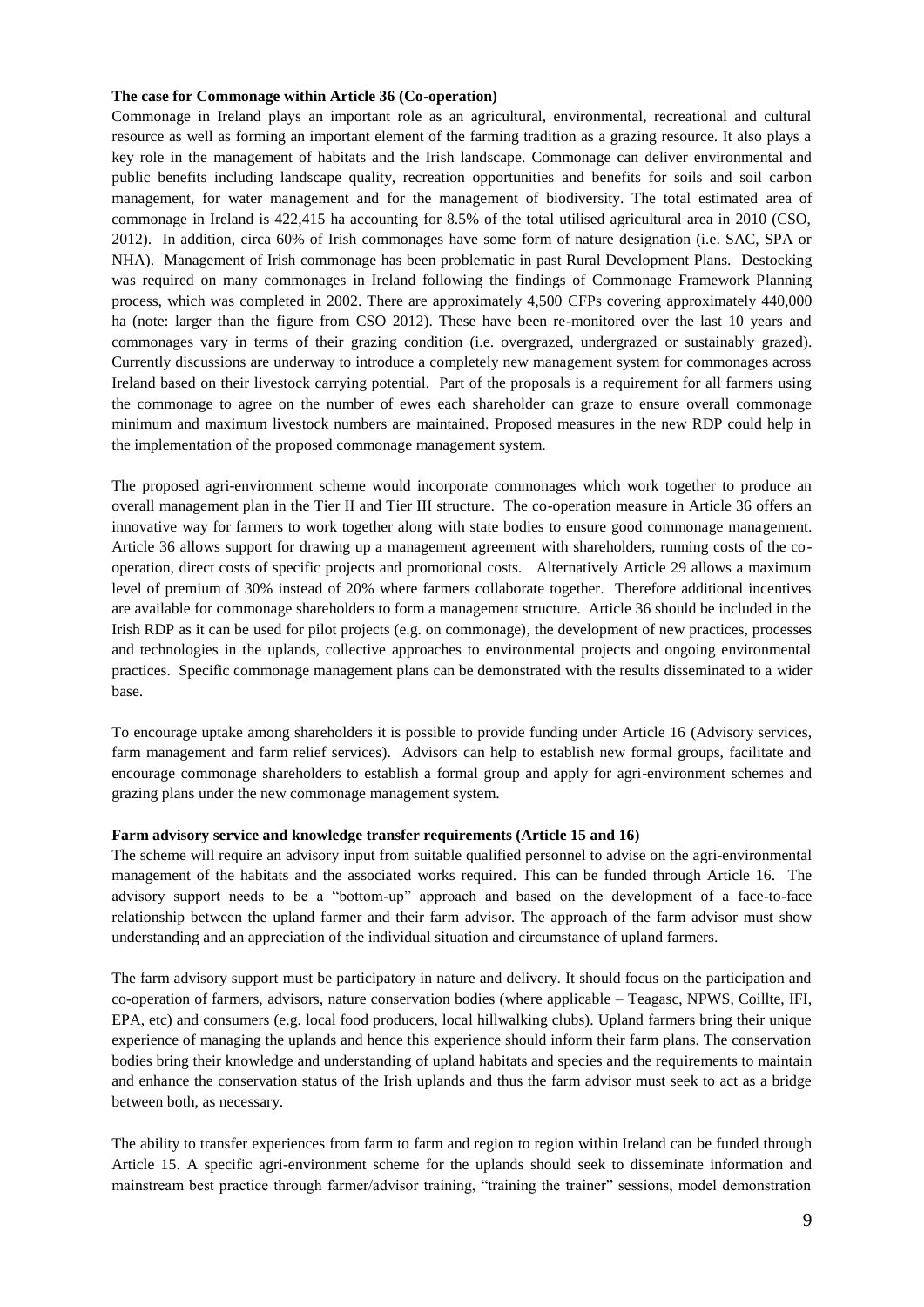**The case for Commonage within Article 36 (Co-operation)**

Commonage in Ireland plays an important role as an agricultural, environmental, recreational and cultural resource as well as forming an important element of the farming tradition as a grazing resource. It also plays a key role in the management of habitats and the Irish landscape. Commonage can deliver environmental and public benefits including landscape quality, recreation opportunities and benefits for soils and soil carbon management, for water management and for the management of biodiversity. The total estimated area of commonage in Ireland is 422,415 ha accounting for 8.5% of the total utilised agricultural area in 2010 (CSO, 2012). In addition, circa 60% of Irish commonages have some form of nature designation (i.e. SAC, SPA or NHA). Management of Irish commonage has been problematic in past Rural Development Plans. Destocking was required on many commonages in Ireland following the findings of Commonage Framework Planning process, which was completed in 2002. There are approximately 4,500 CFPs covering approximately 440,000 ha (note: larger than the figure from CSO 2012). These have been re-monitored over the last 10 years and commonages vary in terms of their grazing condition (i.e. overgrazed, undergrazed or sustainably grazed). Currently discussions are underway to introduce a completely new management system for commonages across Ireland based on their livestock carrying potential. Part of the proposals is a requirement for all farmers using the commonage to agree on the number of ewes each shareholder can graze to ensure overall commonage minimum and maximum livestock numbers are maintained. Proposed measures in the new RDP could help in the implementation of the proposed commonage management system.

The proposed agri-environment scheme would incorporate commonages which work together to produce an overall management plan in the Tier II and Tier III structure. The co-operation measure in Article 36 offers an innovative way for farmers to work together along with state bodies to ensure good commonage management. Article 36 allows support for drawing up a management agreement with shareholders, running costs of the co-operation, direct costs of specific projects and promotional costs. Alternatively Article 29 allows a maximum level of premium of 30% instead of 20% where farmers collaborate together. Therefore additional incentives are available for commonage shareholders to form a management structure. Article 36 should be included in the Irish RDP as it can be used for pilot projects (e.g. on commonage), the development of new practices, processes and technologies in the uplands, collective approaches to environmental projects and ongoing environmental practices. Specific commonage management plans can be demonstrated with the results disseminated to a wider base.

To encourage uptake among shareholders it is possible to provide funding under Article 16 (Advisory services, farm management and farm relief services). Advisors can help to establish new formal groups, facilitate and encourage commonage shareholders to establish a formal group and apply for agri-environment schemes and grazing plans under the new commonage management system.

**Farm advisory service and knowledge transfer requirements (Article 15 and 16)**

The scheme will require an advisory input from suitable qualified personnel to advise on the agri-environmental management of the habitats and the associated works required. This can be funded through Article 16. The advisory support needs to be a "bottom-up" approach and based on the development of a face-to-face relationship between the upland farmer and their farm advisor. The approach of the farm advisor must show understanding and an appreciation of the individual situation and circumstance of upland farmers.

The farm advisory support must be participatory in nature and delivery. It should focus on the participation and co-operation of farmers, advisors, nature conservation bodies (where applicable – Teagasc, NPWS, Coillte, IFI, EPA, etc) and consumers (e.g. local food producers, local hillwalking clubs). Upland farmers bring their unique experience of managing the uplands and hence this experience should inform their farm plans. The conservation bodies bring their knowledge and understanding of upland habitats and species and the requirements to maintain and enhance the conservation status of the Irish uplands and thus the farm advisor must seek to act as a bridge between both, as necessary.

The ability to transfer experiences from farm to farm and region to region within Ireland can be funded through Article 15. A specific agri-environment scheme for the uplands should seek to disseminate information and mainstream best practice through farmer/advisor training, "training the trainer" sessions, model demonstration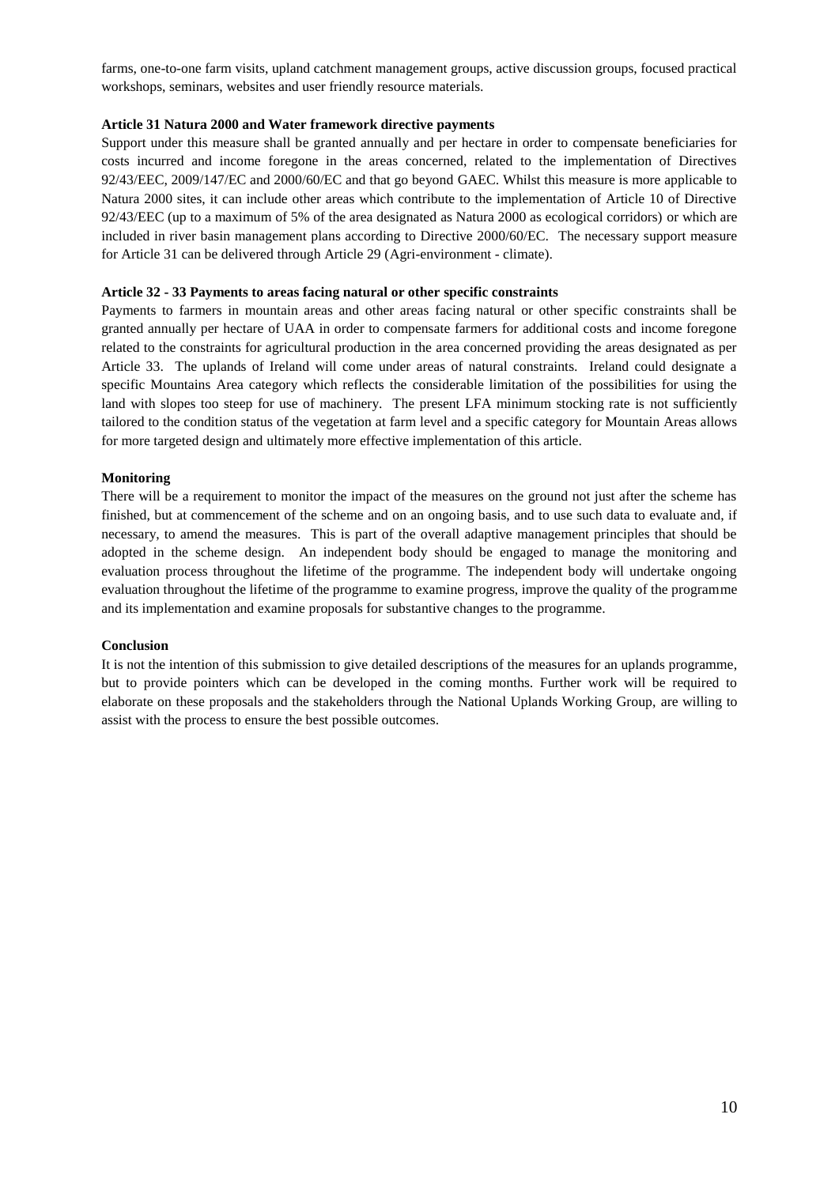farms, one-to-one farm visits, upland catchment management groups, active discussion groups, focused practical workshops, seminars, websites and user friendly resource materials.

**Article 31 Natura 2000 and Water framework directive payments**

Support under this measure shall be granted annually and per hectare in order to compensate beneficiaries for costs incurred and income foregone in the areas concerned, related to the implementation of Directives 92/43/EEC, 2009/147/EC and 2000/60/EC and that go beyond GAEC. Whilst this measure is more applicable to Natura 2000 sites, it can include other areas which contribute to the implementation of Article 10 of Directive 92/43/EEC (up to a maximum of 5% of the area designated as Natura 2000 as ecological corridors) or which are included in river basin management plans according to Directive 2000/60/EC. The necessary support measure for Article 31 can be delivered through Article 29 (Agri-environment - climate).

**Article 32 - 33 Payments to areas facing natural or other specific constraints**

Payments to farmers in mountain areas and other areas facing natural or other specific constraints shall be granted annually per hectare of UAA in order to compensate farmers for additional costs and income foregone related to the constraints for agricultural production in the area concerned providing the areas designated as per Article 33. The uplands of Ireland will come under areas of natural constraints. Ireland could designate a specific Mountains Area category which reflects the considerable limitation of the possibilities for using the land with slopes too steep for use of machinery. The present LFA minimum stocking rate is not sufficiently tailored to the condition status of the vegetation at farm level and a specific category for Mountain Areas allows for more targeted design and ultimately more effective implementation of this article.

**Monitoring**

There will be a requirement to monitor the impact of the measures on the ground not just after the scheme has finished, but at commencement of the scheme and on an ongoing basis, and to use such data to evaluate and, if necessary, to amend the measures. This is part of the overall adaptive management principles that should be adopted in the scheme design. An independent body should be engaged to manage the monitoring and evaluation process throughout the lifetime of the programme. The independent body will undertake ongoing evaluation throughout the lifetime of the programme to examine progress, improve the quality of the programme and its implementation and examine proposals for substantive changes to the programme.

**Conclusion**

It is not the intention of this submission to give detailed descriptions of the measures for an uplands programme, but to provide pointers which can be developed in the coming months. Further work will be required to elaborate on these proposals and the stakeholders through the National Uplands Working Group, are willing to assist with the process to ensure the best possible outcomes.